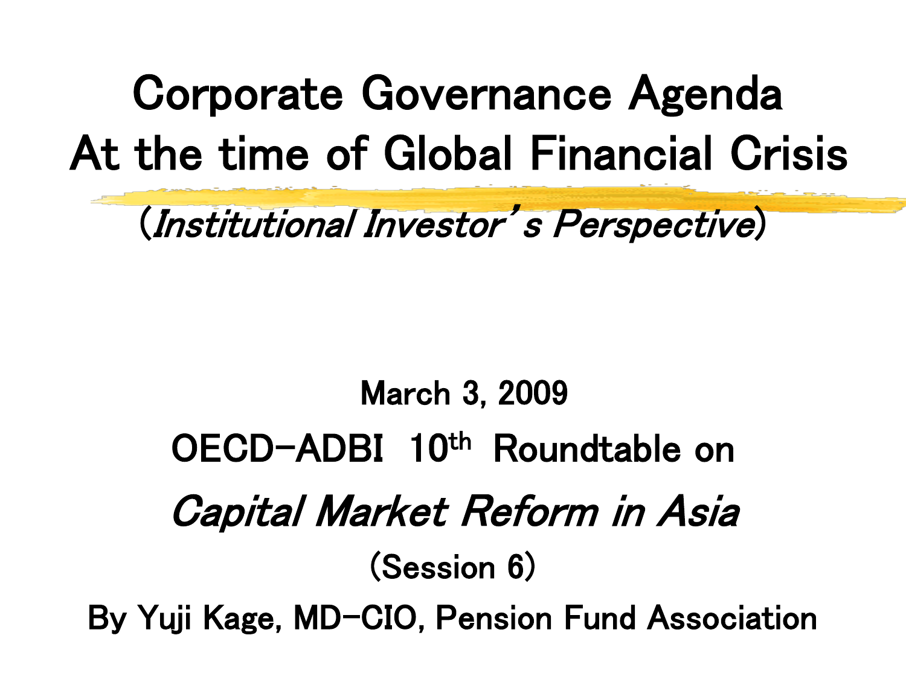# Corporate Governance Agenda At the time of Global Financial Crisis

(*Institutional Investor's Perspective*)

March 3, 2009

OECD-ADBI 10th Roundtable on

*Capital Market Reform in Asia*

(Session 6)

By Yuji Kage, MD-CIO, Pension Fund Association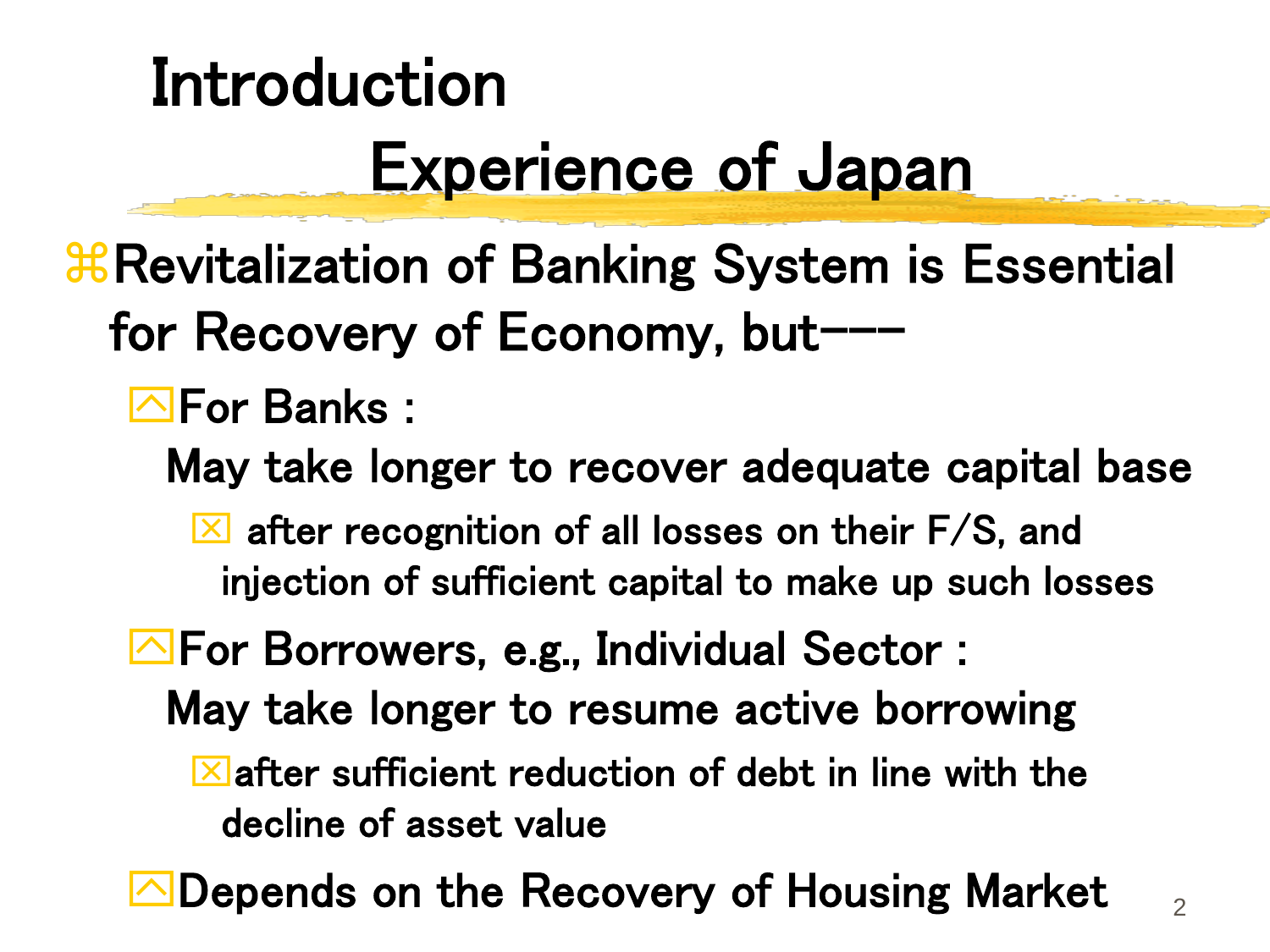# Introduction

## Experience of Japan

- Revitalization of Banking System is Essential for Recovery of Economy, but---
  - For Banks :
    May take longer to recover adequate capital base
    - after recognition of all losses on their F/S, and injection of sufficient capital to make up such losses
  - For Borrowers, e.g., Individual Sector :
    May take longer to resume active borrowing
    - after sufficient reduction of debt in line with the decline of asset value
  - Depends on the Recovery of Housing Market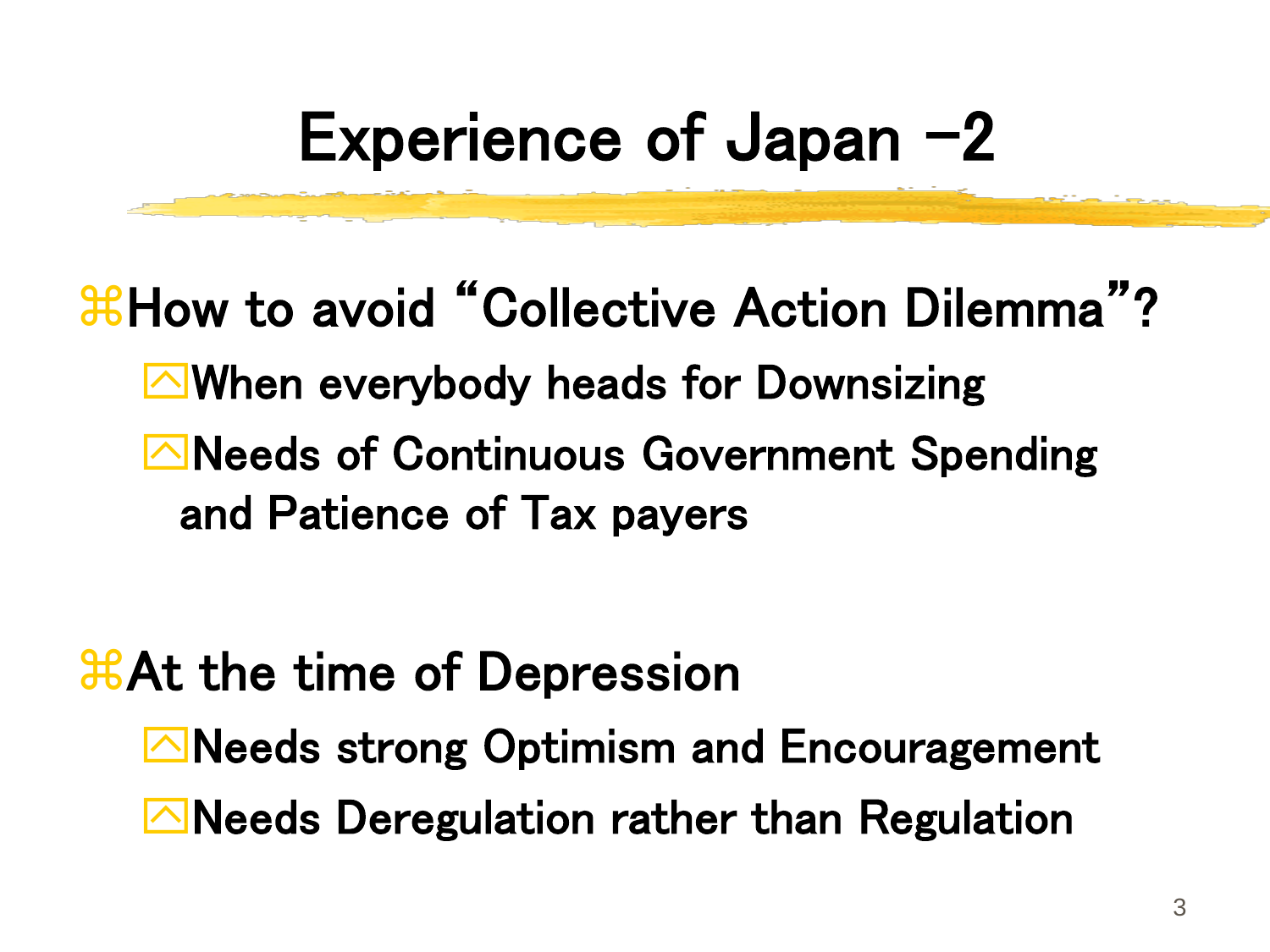# Experience of Japan –2

- How to avoid “Collective Action Dilemma”?
  - When everybody heads for Downsizing
  - Needs of Continuous Government Spending and Patience of Tax payers

- At the time of Depression
  - Needs strong Optimism and Encouragement
  - Needs Deregulation rather than Regulation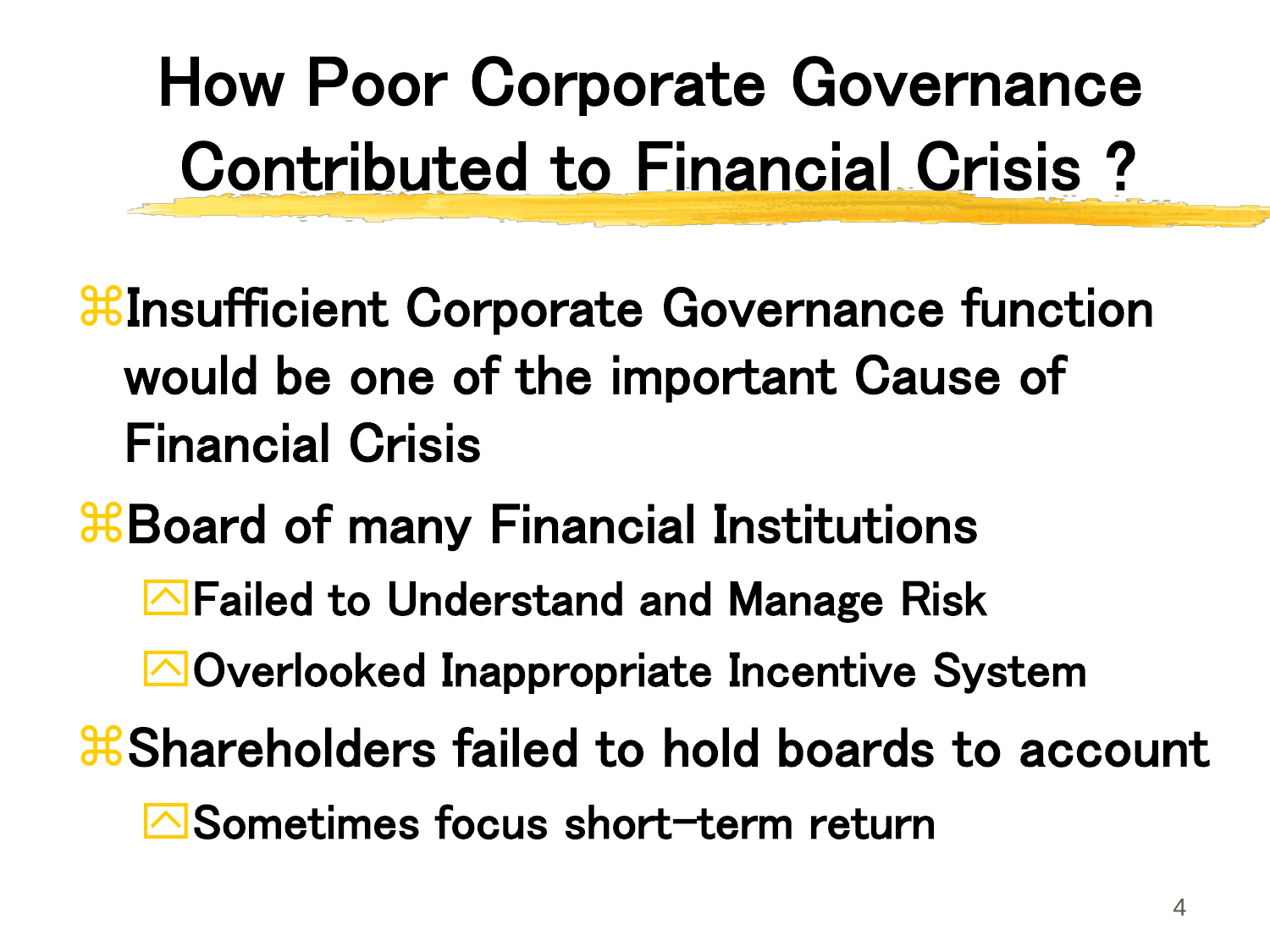# How Poor Corporate Governance Contributed to Financial Crisis ?

- Insufficient Corporate Governance function would be one of the important Cause of Financial Crisis
- Board of many Financial Institutions
  - Failed to Understand and Manage Risk
  - Overlooked Inappropriate Incentive System
- Shareholders failed to hold boards to account
  - Sometimes focus short-term return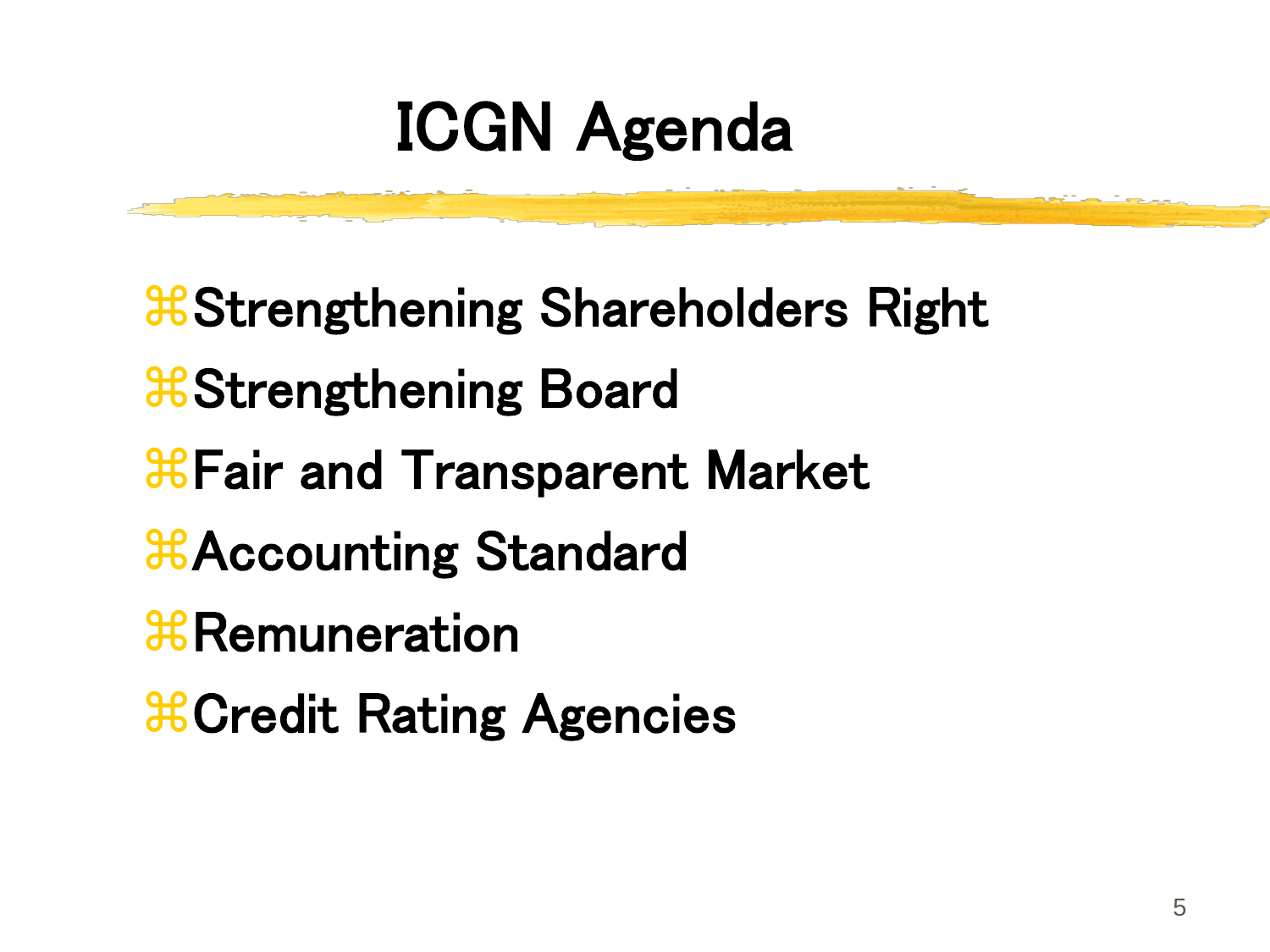# ICGN Agenda

- Strengthening Shareholders Right
- Strengthening Board
- Fair and Transparent Market
- Accounting Standard
- Remuneration
- Credit Rating Agencies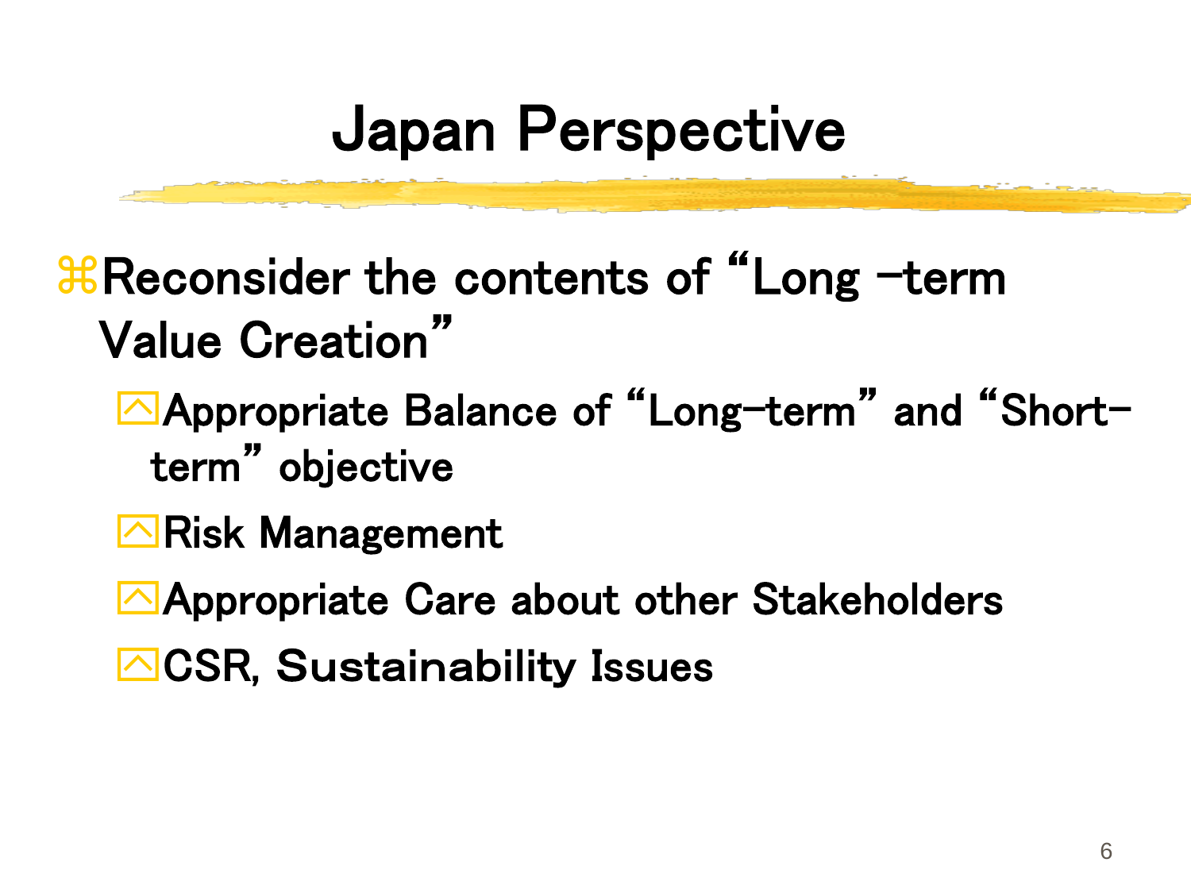# Japan Perspective

- Reconsider the contents of "Long –term Value Creation"
  - Appropriate Balance of "Long-term" and "Short-term" objective
  - Risk Management
  - Appropriate Care about other Stakeholders
  - CSR, Sustainability Issues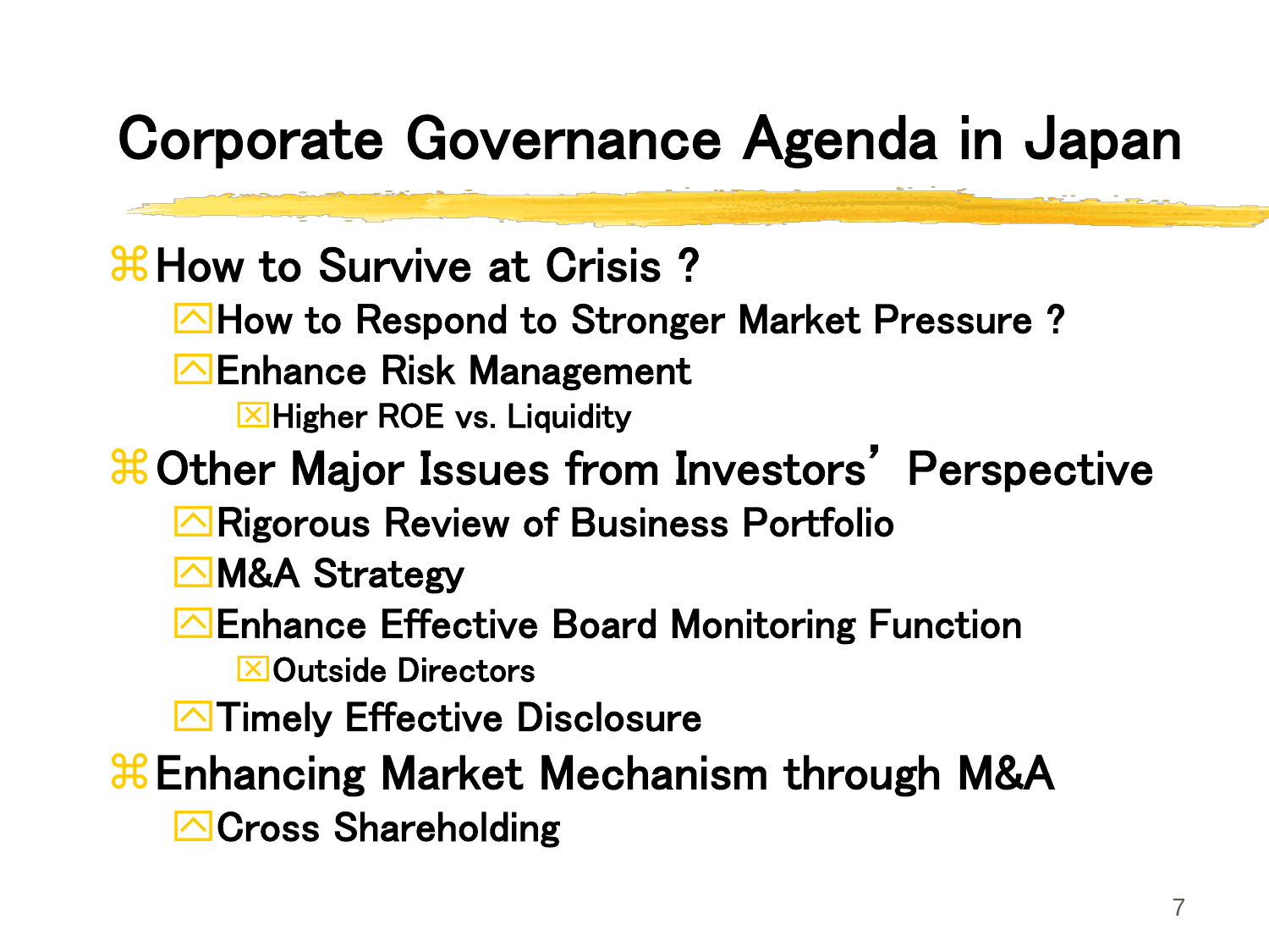# Corporate Governance Agenda in Japan

- How to Survive at Crisis ?
  - How to Respond to Stronger Market Pressure ?
  - Enhance Risk Management
    - Higher ROE vs. Liquidity
- Other Major Issues from Investors' Perspective
  - Rigorous Review of Business Portfolio
  - M&A Strategy
  - Enhance Effective Board Monitoring Function
    - Outside Directors
  - Timely Effective Disclosure
- Enhancing Market Mechanism through M&A
  - Cross Shareholding